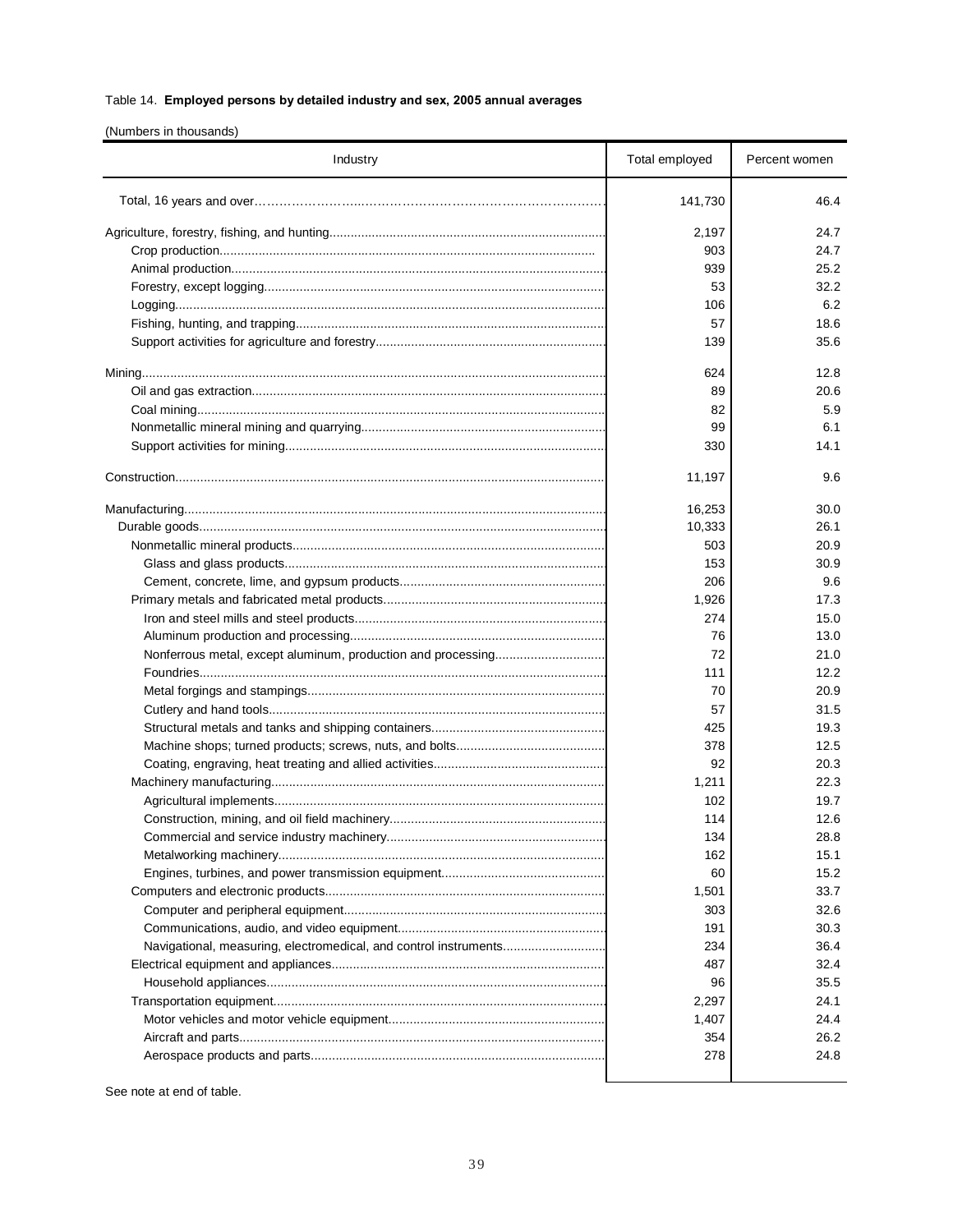Table 14. **Employed persons by detailed industry and sex, 2005 annual averages**

(Numbers in thousands)

| Industry | Total employed | Percent women |
|---|---|---|
| Total, 16 years and over | 141,730 | 46.4 |
| Agriculture, forestry, fishing, and hunting | 2,197 | 24.7 |
| Crop production | 903 | 24.7 |
| Animal production | 939 | 25.2 |
| Forestry, except logging | 53 | 32.2 |
| Logging | 106 | 6.2 |
| Fishing, hunting, and trapping | 57 | 18.6 |
| Support activities for agriculture and forestry | 139 | 35.6 |
| Mining | 624 | 12.8 |
| Oil and gas extraction | 89 | 20.6 |
| Coal mining | 82 | 5.9 |
| Nonmetallic mineral mining and quarrying | 99 | 6.1 |
| Support activities for mining | 330 | 14.1 |
| Construction | 11,197 | 9.6 |
| Manufacturing | 16,253 | 30.0 |
| Durable goods | 10,333 | 26.1 |
| Nonmetallic mineral products | 503 | 20.9 |
| Glass and glass products | 153 | 30.9 |
| Cement, concrete, lime, and gypsum products | 206 | 9.6 |
| Primary metals and fabricated metal products | 1,926 | 17.3 |
| Iron and steel mills and steel products | 274 | 15.0 |
| Aluminum production and processing | 76 | 13.0 |
| Nonferrous metal, except aluminum, production and processing | 72 | 21.0 |
| Foundries | 111 | 12.2 |
| Metal forgings and stampings | 70 | 20.9 |
| Cutlery and hand tools | 57 | 31.5 |
| Structural metals and tanks and shipping containers | 425 | 19.3 |
| Machine shops; turned products; screws, nuts, and bolts | 378 | 12.5 |
| Coating, engraving, heat treating and allied activities | 92 | 20.3 |
| Machinery manufacturing | 1,211 | 22.3 |
| Agricultural implements | 102 | 19.7 |
| Construction, mining, and oil field machinery | 114 | 12.6 |
| Commercial and service industry machinery | 134 | 28.8 |
| Metalworking machinery | 162 | 15.1 |
| Engines, turbines, and power transmission equipment | 60 | 15.2 |
| Computers and electronic products | 1,501 | 33.7 |
| Computer and peripheral equipment | 303 | 32.6 |
| Communications, audio, and video equipment | 191 | 30.3 |
| Navigational, measuring, electromedical, and control instruments | 234 | 36.4 |
| Electrical equipment and appliances | 487 | 32.4 |
| Household appliances | 96 | 35.5 |
| Transportation equipment | 2,297 | 24.1 |
| Motor vehicles and motor vehicle equipment | 1,407 | 24.4 |
| Aircraft and parts | 354 | 26.2 |
| Aerospace products and parts | 278 | 24.8 |

See note at end of table.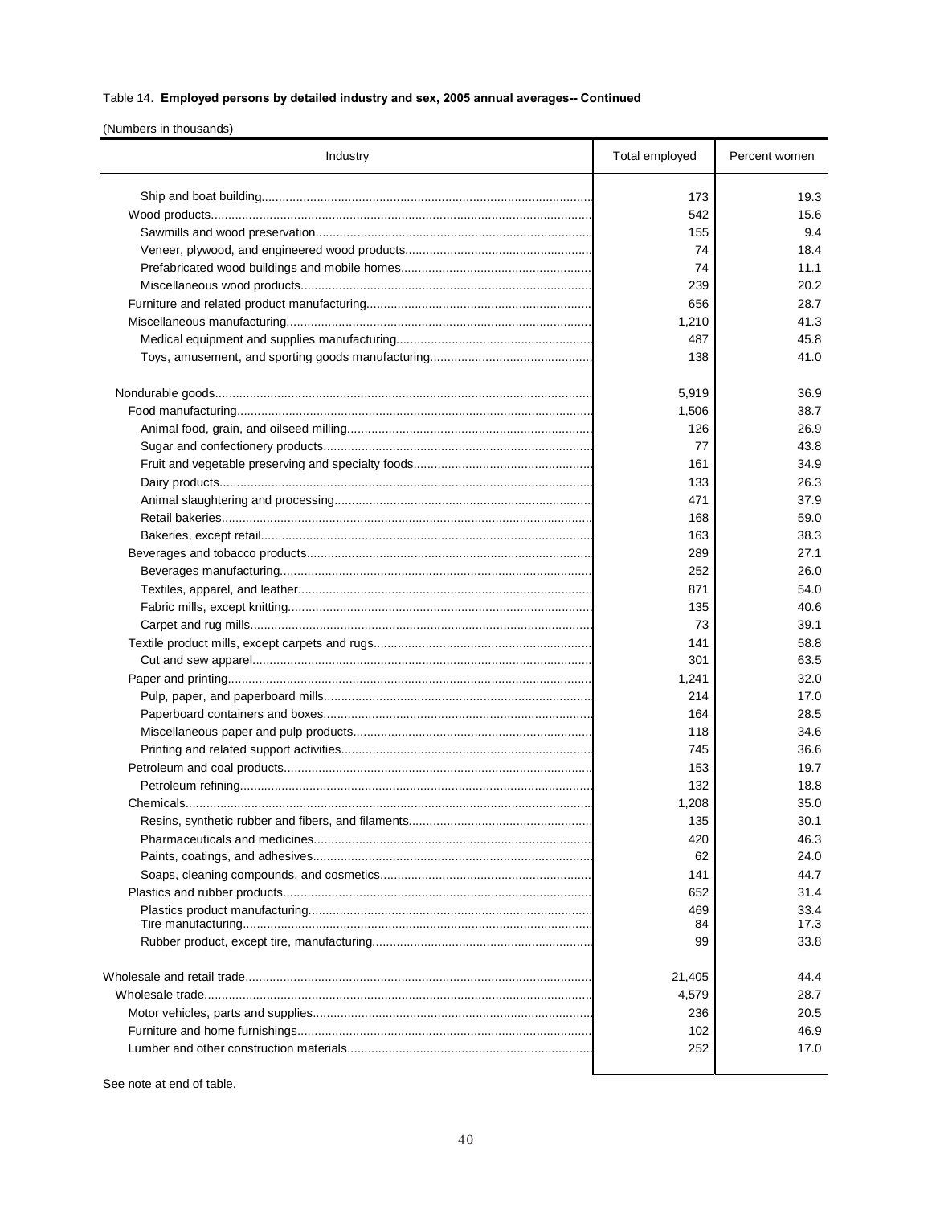Table 14. **Employed persons by detailed industry and sex, 2005 annual averages-- Continued**

(Numbers in thousands)

| Industry | Total employed | Percent women |
|---|---|---|
| Ship and boat building | 173 | 19.3 |
| Wood products | 542 | 15.6 |
| Sawmills and wood preservation | 155 | 9.4 |
| Veneer, plywood, and engineered wood products | 74 | 18.4 |
| Prefabricated wood buildings and mobile homes | 74 | 11.1 |
| Miscellaneous wood products | 239 | 20.2 |
| Furniture and related product manufacturing | 656 | 28.7 |
| Miscellaneous manufacturing | 1,210 | 41.3 |
| Medical equipment and supplies manufacturing | 487 | 45.8 |
| Toys, amusement, and sporting goods manufacturing | 138 | 41.0 |
| | | |
| Nondurable goods | 5,919 | 36.9 |
| Food manufacturing | 1,506 | 38.7 |
| Animal food, grain, and oilseed milling | 126 | 26.9 |
| Sugar and confectionery products | 77 | 43.8 |
| Fruit and vegetable preserving and specialty foods | 161 | 34.9 |
| Dairy products | 133 | 26.3 |
| Animal slaughtering and processing | 471 | 37.9 |
| Retail bakeries | 168 | 59.0 |
| Bakeries, except retail | 163 | 38.3 |
| Beverages and tobacco products | 289 | 27.1 |
| Beverages manufacturing | 252 | 26.0 |
| Textiles, apparel, and leather | 871 | 54.0 |
| Fabric mills, except knitting | 135 | 40.6 |
| Carpet and rug mills | 73 | 39.1 |
| Textile product mills, except carpets and rugs | 141 | 58.8 |
| Cut and sew apparel | 301 | 63.5 |
| Paper and printing | 1,241 | 32.0 |
| Pulp, paper, and paperboard mills | 214 | 17.0 |
| Paperboard containers and boxes | 164 | 28.5 |
| Miscellaneous paper and pulp products | 118 | 34.6 |
| Printing and related support activities | 745 | 36.6 |
| Petroleum and coal products | 153 | 19.7 |
| Petroleum refining | 132 | 18.8 |
| Chemicals | 1,208 | 35.0 |
| Resins, synthetic rubber and fibers, and filaments | 135 | 30.1 |
| Pharmaceuticals and medicines | 420 | 46.3 |
| Paints, coatings, and adhesives | 62 | 24.0 |
| Soaps, cleaning compounds, and cosmetics | 141 | 44.7 |
| Plastics and rubber products | 652 | 31.4 |
| Plastics product manufacturing | 469 | 33.4 |
| Tire manufacturing | 84 | 17.3 |
| Rubber product, except tire, manufacturing | 99 | 33.8 |
| | | |
| Wholesale and retail trade | 21,405 | 44.4 |
| Wholesale trade | 4,579 | 28.7 |
| Motor vehicles, parts and supplies | 236 | 20.5 |
| Furniture and home furnishings | 102 | 46.9 |
| Lumber and other construction materials | 252 | 17.0 |

See note at end of table.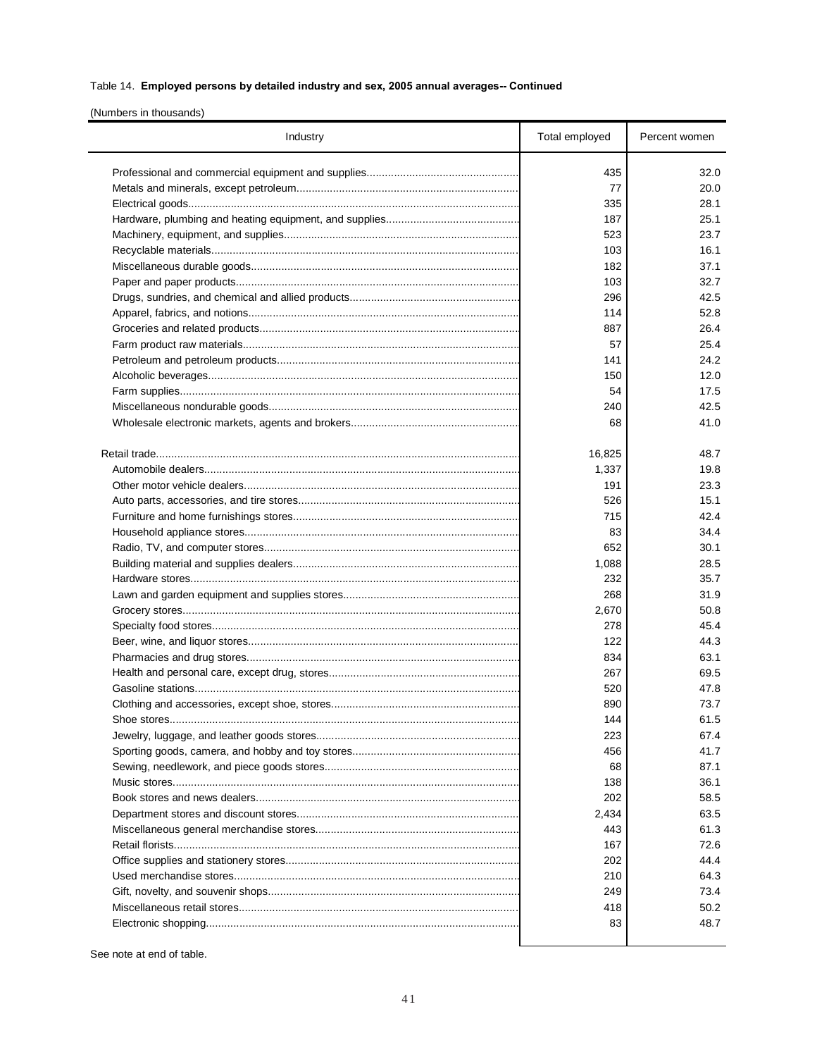Table 14. **Employed persons by detailed industry and sex, 2005 annual averages-- Continued**

(Numbers in thousands)

| Industry | Total employed | Percent women |
|---|---|---|
| Professional and commercial equipment and supplies | 435 | 32.0 |
| Metals and minerals, except petroleum | 77 | 20.0 |
| Electrical goods | 335 | 28.1 |
| Hardware, plumbing and heating equipment, and supplies | 187 | 25.1 |
| Machinery, equipment, and supplies | 523 | 23.7 |
| Recyclable materials | 103 | 16.1 |
| Miscellaneous durable goods | 182 | 37.1 |
| Paper and paper products | 103 | 32.7 |
| Drugs, sundries, and chemical and allied products | 296 | 42.5 |
| Apparel, fabrics, and notions | 114 | 52.8 |
| Groceries and related products | 887 | 26.4 |
| Farm product raw materials | 57 | 25.4 |
| Petroleum and petroleum products | 141 | 24.2 |
| Alcoholic beverages | 150 | 12.0 |
| Farm supplies | 54 | 17.5 |
| Miscellaneous nondurable goods | 240 | 42.5 |
| Wholesale electronic markets, agents and brokers | 68 | 41.0 |
| | | |
| Retail trade | 16,825 | 48.7 |
| Automobile dealers | 1,337 | 19.8 |
| Other motor vehicle dealers | 191 | 23.3 |
| Auto parts, accessories, and tire stores | 526 | 15.1 |
| Furniture and home furnishings stores | 715 | 42.4 |
| Household appliance stores | 83 | 34.4 |
| Radio, TV, and computer stores | 652 | 30.1 |
| Building material and supplies dealers | 1,088 | 28.5 |
| Hardware stores | 232 | 35.7 |
| Lawn and garden equipment and supplies stores | 268 | 31.9 |
| Grocery stores | 2,670 | 50.8 |
| Specialty food stores | 278 | 45.4 |
| Beer, wine, and liquor stores | 122 | 44.3 |
| Pharmacies and drug stores | 834 | 63.1 |
| Health and personal care, except drug, stores | 267 | 69.5 |
| Gasoline stations | 520 | 47.8 |
| Clothing and accessories, except shoe, stores | 890 | 73.7 |
| Shoe stores | 144 | 61.5 |
| Jewelry, luggage, and leather goods stores | 223 | 67.4 |
| Sporting goods, camera, and hobby and toy stores | 456 | 41.7 |
| Sewing, needlework, and piece goods stores | 68 | 87.1 |
| Music stores | 138 | 36.1 |
| Book stores and news dealers | 202 | 58.5 |
| Department stores and discount stores | 2,434 | 63.5 |
| Miscellaneous general merchandise stores | 443 | 61.3 |
| Retail florists | 167 | 72.6 |
| Office supplies and stationery stores | 202 | 44.4 |
| Used merchandise stores | 210 | 64.3 |
| Gift, novelty, and souvenir shops | 249 | 73.4 |
| Miscellaneous retail stores | 418 | 50.2 |
| Electronic shopping | 83 | 48.7 |

See note at end of table.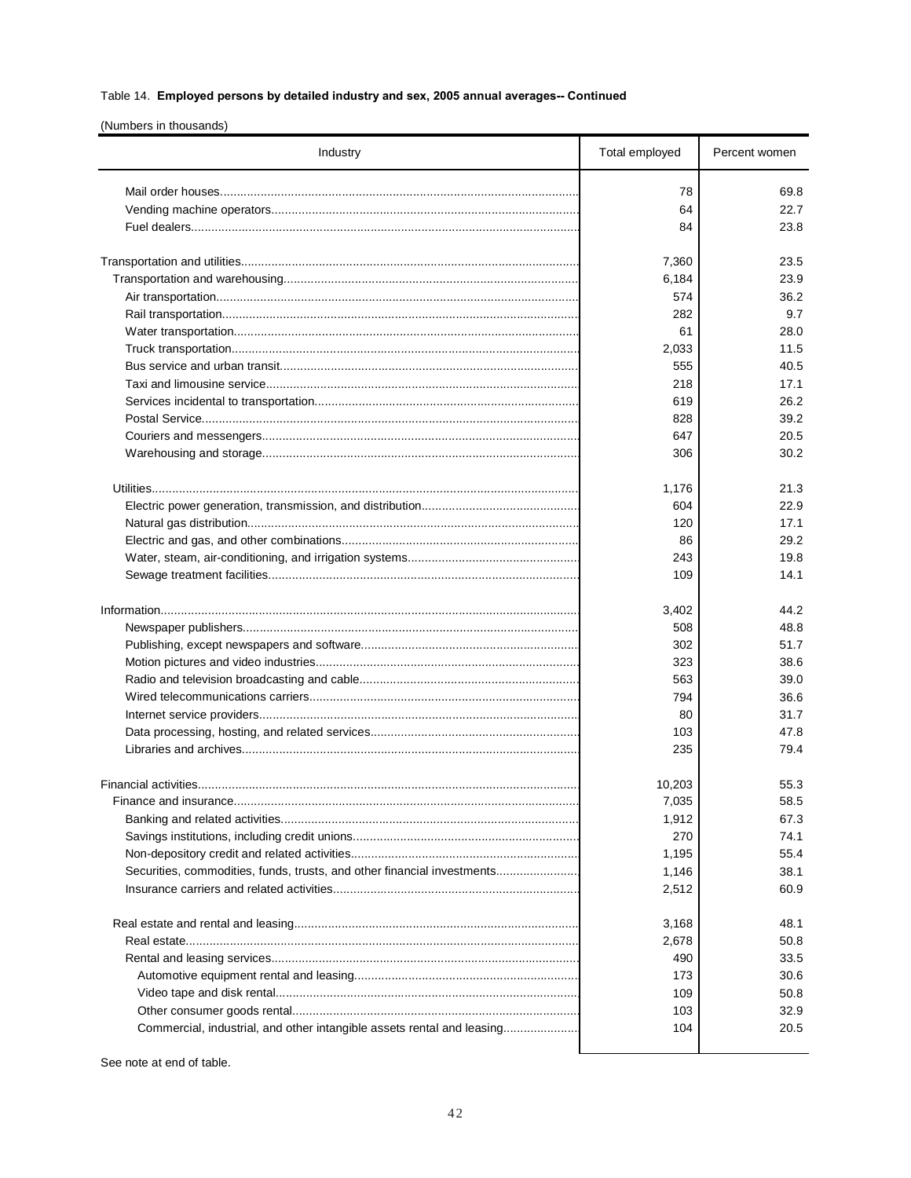Table 14. **Employed persons by detailed industry and sex, 2005 annual averages-- Continued**

(Numbers in thousands)

| Industry | Total employed | Percent women |
|---|---|---|
| Mail order houses | 78 | 69.8 |
| Vending machine operators | 64 | 22.7 |
| Fuel dealers | 84 | 23.8 |
| | | |
| Transportation and utilities | 7,360 | 23.5 |
| Transportation and warehousing | 6,184 | 23.9 |
| Air transportation | 574 | 36.2 |
| Rail transportation | 282 | 9.7 |
| Water transportation | 61 | 28.0 |
| Truck transportation | 2,033 | 11.5 |
| Bus service and urban transit | 555 | 40.5 |
| Taxi and limousine service | 218 | 17.1 |
| Services incidental to transportation | 619 | 26.2 |
| Postal Service | 828 | 39.2 |
| Couriers and messengers | 647 | 20.5 |
| Warehousing and storage | 306 | 30.2 |
| | | |
| Utilities | 1,176 | 21.3 |
| Electric power generation, transmission, and distribution | 604 | 22.9 |
| Natural gas distribution | 120 | 17.1 |
| Electric and gas, and other combinations | 86 | 29.2 |
| Water, steam, air-conditioning, and irrigation systems | 243 | 19.8 |
| Sewage treatment facilities | 109 | 14.1 |
| | | |
| Information | 3,402 | 44.2 |
| Newspaper publishers | 508 | 48.8 |
| Publishing, except newspapers and software | 302 | 51.7 |
| Motion pictures and video industries | 323 | 38.6 |
| Radio and television broadcasting and cable | 563 | 39.0 |
| Wired telecommunications carriers | 794 | 36.6 |
| Internet service providers | 80 | 31.7 |
| Data processing, hosting, and related services | 103 | 47.8 |
| Libraries and archives | 235 | 79.4 |
| | | |
| Financial activities | 10,203 | 55.3 |
| Finance and insurance | 7,035 | 58.5 |
| Banking and related activities | 1,912 | 67.3 |
| Savings institutions, including credit unions | 270 | 74.1 |
| Non-depository credit and related activities | 1,195 | 55.4 |
| Securities, commodities, funds, trusts, and other financial investments | 1,146 | 38.1 |
| Insurance carriers and related activities | 2,512 | 60.9 |
| | | |
| Real estate and rental and leasing | 3,168 | 48.1 |
| Real estate | 2,678 | 50.8 |
| Rental and leasing services | 490 | 33.5 |
| Automotive equipment rental and leasing | 173 | 30.6 |
| Video tape and disk rental | 109 | 50.8 |
| Other consumer goods rental | 103 | 32.9 |
| Commercial, industrial, and other intangible assets rental and leasing | 104 | 20.5 |

See note at end of table.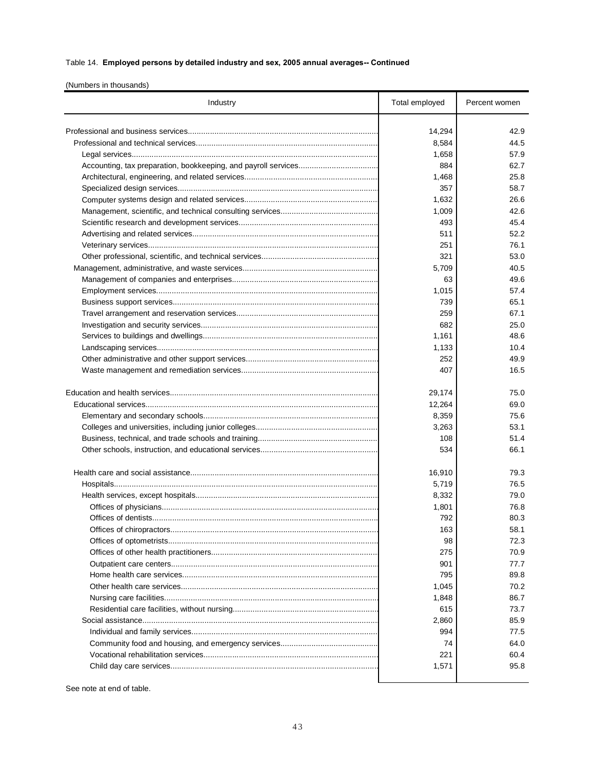Table 14. **Employed persons by detailed industry and sex, 2005 annual averages-- Continued**

(Numbers in thousands)

| Industry | Total employed | Percent women |
|---|---|---|
| Professional and business services | 14,294 | 42.9 |
| Professional and technical services | 8,584 | 44.5 |
| Legal services | 1,658 | 57.9 |
| Accounting, tax preparation, bookkeeping, and payroll services | 884 | 62.7 |
| Architectural, engineering, and related services | 1,468 | 25.8 |
| Specialized design services | 357 | 58.7 |
| Computer systems design and related services | 1,632 | 26.6 |
| Management, scientific, and technical consulting services | 1,009 | 42.6 |
| Scientific research and development services | 493 | 45.4 |
| Advertising and related services | 511 | 52.2 |
| Veterinary services | 251 | 76.1 |
| Other professional, scientific, and technical services | 321 | 53.0 |
| Management, administrative, and waste services | 5,709 | 40.5 |
| Management of companies and enterprises | 63 | 49.6 |
| Employment services | 1,015 | 57.4 |
| Business support services | 739 | 65.1 |
| Travel arrangement and reservation services | 259 | 67.1 |
| Investigation and security services | 682 | 25.0 |
| Services to buildings and dwellings | 1,161 | 48.6 |
| Landscaping services | 1,133 | 10.4 |
| Other administrative and other support services | 252 | 49.9 |
| Waste management and remediation services | 407 | 16.5 |
| | | |
| Education and health services | 29,174 | 75.0 |
| Educational services | 12,264 | 69.0 |
| Elementary and secondary schools | 8,359 | 75.6 |
| Colleges and universities, including junior colleges | 3,263 | 53.1 |
| Business, technical, and trade schools and training | 108 | 51.4 |
| Other schools, instruction, and educational services | 534 | 66.1 |
| | | |
| Health care and social assistance | 16,910 | 79.3 |
| Hospitals | 5,719 | 76.5 |
| Health services, except hospitals | 8,332 | 79.0 |
| Offices of physicians | 1,801 | 76.8 |
| Offices of dentists | 792 | 80.3 |
| Offices of chiropractors | 163 | 58.1 |
| Offices of optometrists | 98 | 72.3 |
| Offices of other health practitioners | 275 | 70.9 |
| Outpatient care centers | 901 | 77.7 |
| Home health care services | 795 | 89.8 |
| Other health care services | 1,045 | 70.2 |
| Nursing care facilities | 1,848 | 86.7 |
| Residential care facilities, without nursing | 615 | 73.7 |
| Social assistance | 2,860 | 85.9 |
| Individual and family services | 994 | 77.5 |
| Community food and housing, and emergency services | 74 | 64.0 |
| Vocational rehabilitation services | 221 | 60.4 |
| Child day care services | 1,571 | 95.8 |

See note at end of table.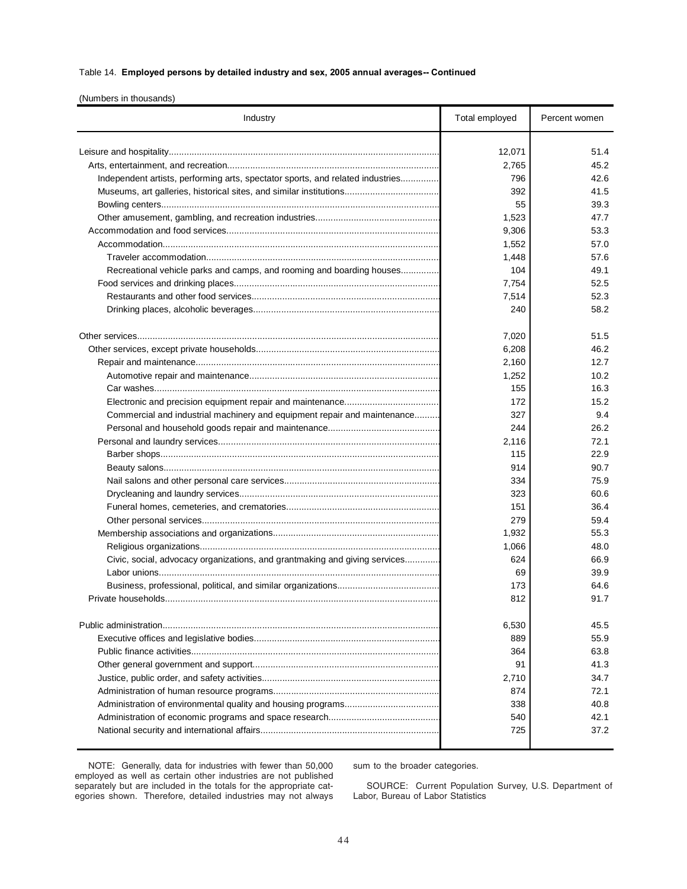Table 14. **Employed persons by detailed industry and sex, 2005 annual averages-- Continued**

(Numbers in thousands)

| Industry | Total employed | Percent women |
|---|---|---|
| Leisure and hospitality | 12,071 | 51.4 |
| Arts, entertainment, and recreation | 2,765 | 45.2 |
| Independent artists, performing arts, spectator sports, and related industries | 796 | 42.6 |
| Museums, art galleries, historical sites, and similar institutions | 392 | 41.5 |
| Bowling centers | 55 | 39.3 |
| Other amusement, gambling, and recreation industries | 1,523 | 47.7 |
| Accommodation and food services | 9,306 | 53.3 |
| Accommodation | 1,552 | 57.0 |
| Traveler accommodation | 1,448 | 57.6 |
| Recreational vehicle parks and camps, and rooming and boarding houses | 104 | 49.1 |
| Food services and drinking places | 7,754 | 52.5 |
| Restaurants and other food services | 7,514 | 52.3 |
| Drinking places, alcoholic beverages | 240 | 58.2 |
| Other services | 7,020 | 51.5 |
| Other services, except private households | 6,208 | 46.2 |
| Repair and maintenance | 2,160 | 12.7 |
| Automotive repair and maintenance | 1,252 | 10.2 |
| Car washes | 155 | 16.3 |
| Electronic and precision equipment repair and maintenance | 172 | 15.2 |
| Commercial and industrial machinery and equipment repair and maintenance | 327 | 9.4 |
| Personal and household goods repair and maintenance | 244 | 26.2 |
| Personal and laundry services | 2,116 | 72.1 |
| Barber shops | 115 | 22.9 |
| Beauty salons | 914 | 90.7 |
| Nail salons and other personal care services | 334 | 75.9 |
| Drycleaning and laundry services | 323 | 60.6 |
| Funeral homes, cemeteries, and crematories | 151 | 36.4 |
| Other personal services | 279 | 59.4 |
| Membership associations and organizations | 1,932 | 55.3 |
| Religious organizations | 1,066 | 48.0 |
| Civic, social, advocacy organizations, and grantmaking and giving services | 624 | 66.9 |
| Labor unions | 69 | 39.9 |
| Business, professional, political, and similar organizations | 173 | 64.6 |
| Private households | 812 | 91.7 |
| Public administration | 6,530 | 45.5 |
| Executive offices and legislative bodies | 889 | 55.9 |
| Public finance activities | 364 | 63.8 |
| Other general government and support | 91 | 41.3 |
| Justice, public order, and safety activities | 2,710 | 34.7 |
| Administration of human resource programs | 874 | 72.1 |
| Administration of environmental quality and housing programs | 338 | 40.8 |
| Administration of economic programs and space research | 540 | 42.1 |
| National security and international affairs | 725 | 37.2 |

NOTE: Generally, data for industries with fewer than 50,000 employed as well as certain other industries are not published separately but are included in the totals for the appropriate categories shown. Therefore, detailed industries may not always sum to the broader categories.

SOURCE: Current Population Survey, U.S. Department of Labor, Bureau of Labor Statistics